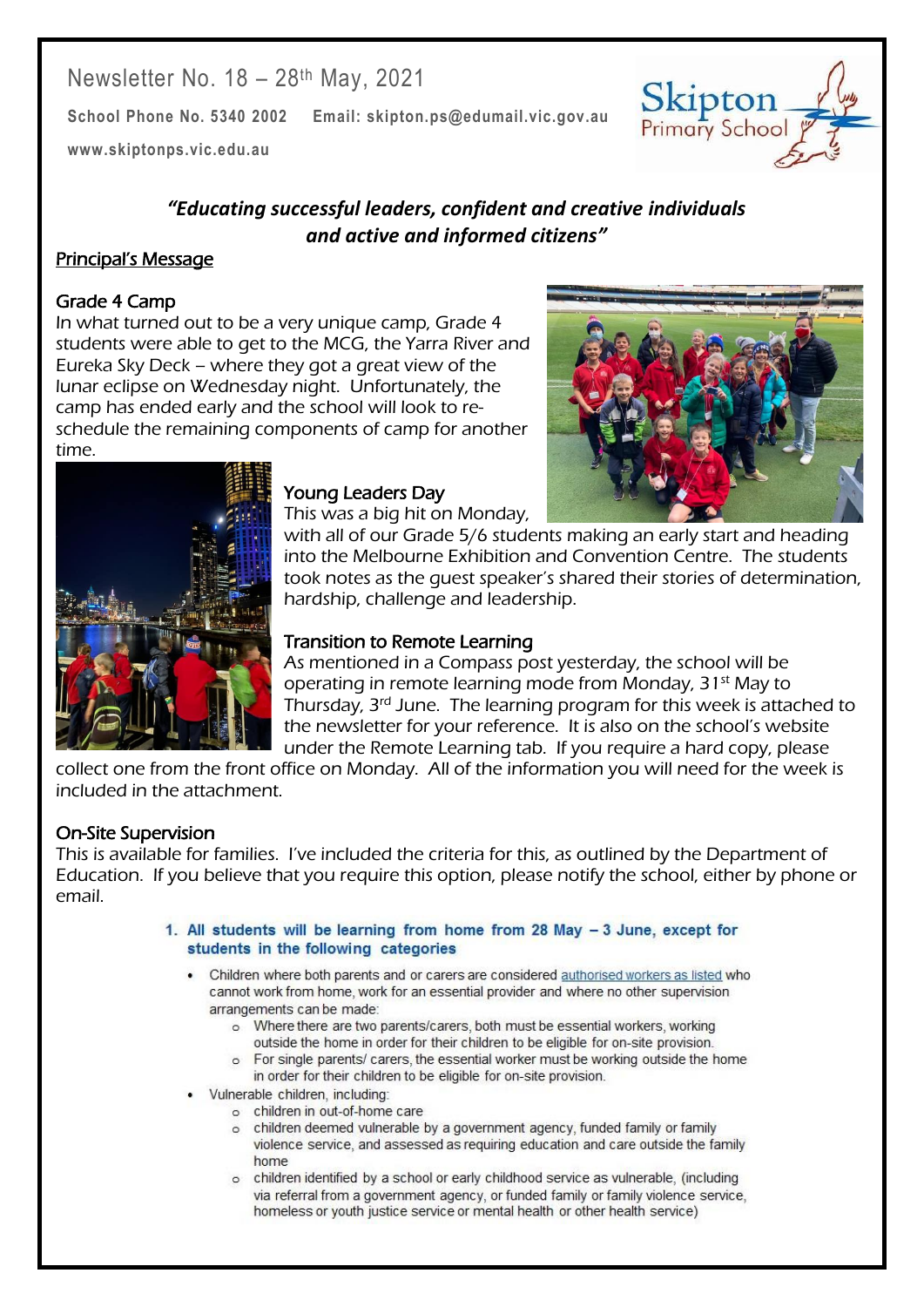Newsletter No. 18 – 28th May, 2021

**School Phone No. 5340 2002 Email: skipton.ps@edumail.vic.gov.au**

**www.skiptonps.vic.edu.au**

Skipton Primary School

***"Educating successful leaders, confident and creative individuals and active and informed citizens"***

## Principal's Message

### Grade 4 Camp

In what turned out to be a very unique camp, Grade 4 students were able to get to the MCG, the Yarra River and Eureka Sky Deck – where they got a great view of the lunar eclipse on Wednesday night. Unfortunately, the camp has ended early and the school will look to re-schedule the remaining components of camp for another time.

### Young Leaders Day

This was a big hit on Monday, with all of our Grade 5/6 students making an early start and heading into the Melbourne Exhibition and Convention Centre. The students took notes as the guest speaker's shared their stories of determination, hardship, challenge and leadership.

### Transition to Remote Learning

As mentioned in a Compass post yesterday, the school will be operating in remote learning mode from Monday, 31st May to Thursday, 3rd June. The learning program for this week is attached to the newsletter for your reference. It is also on the school's website under the Remote Learning tab. If you require a hard copy, please collect one from the front office on Monday. All of the information you will need for the week is included in the attachment.

### On-Site Supervision

This is available for families. I've included the criteria for this, as outlined by the Department of Education. If you believe that you require this option, please notify the school, either by phone or email.

1. **All students will be learning from home from 28 May – 3 June, except for students in the following categories**
   - Children where both parents and or carers are considered authorised workers as listed who cannot work from home, work for an essential provider and where no other supervision arrangements can be made:
     - Where there are two parents/carers, both must be essential workers, working outside the home in order for their children to be eligible for on-site provision.
     - For single parents/ carers, the essential worker must be working outside the home in order for their children to be eligible for on-site provision.
   - Vulnerable children, including:
     - children in out-of-home care
     - children deemed vulnerable by a government agency, funded family or family violence service, and assessed as requiring education and care outside the family home
     - children identified by a school or early childhood service as vulnerable, (including via referral from a government agency, or funded family or family violence service, homeless or youth justice service or mental health or other health service)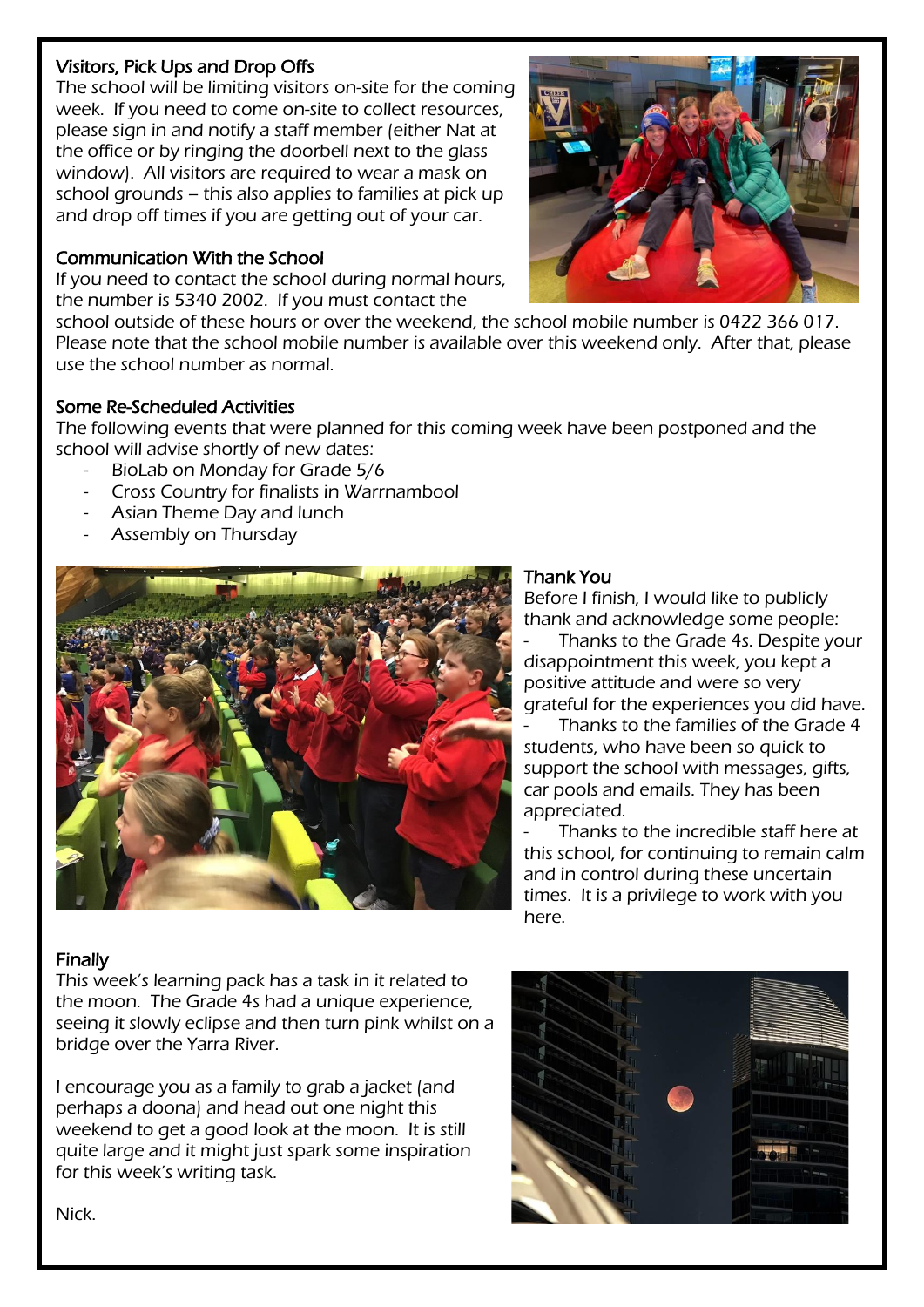### Visitors, Pick Ups and Drop Offs

The school will be limiting visitors on-site for the coming week. If you need to come on-site to collect resources, please sign in and notify a staff member (either Nat at the office or by ringing the doorbell next to the glass window). All visitors are required to wear a mask on school grounds – this also applies to families at pick up and drop off times if you are getting out of your car.

### Communication With the School

If you need to contact the school during normal hours, the number is 5340 2002. If you must contact the school outside of these hours or over the weekend, the school mobile number is 0422 366 017. Please note that the school mobile number is available over this weekend only. After that, please use the school number as normal.

### Some Re-Scheduled Activities

The following events that were planned for this coming week have been postponed and the school will advise shortly of new dates:

- BioLab on Monday for Grade 5/6
- Cross Country for finalists in Warrnambool
- Asian Theme Day and lunch
- Assembly on Thursday

### Thank You

Before I finish, I would like to publicly thank and acknowledge some people:

- Thanks to the Grade 4s. Despite your disappointment this week, you kept a positive attitude and were so very grateful for the experiences you did have.
- Thanks to the families of the Grade 4 students, who have been so quick to support the school with messages, gifts, car pools and emails. They has been appreciated.
- Thanks to the incredible staff here at this school, for continuing to remain calm and in control during these uncertain times. It is a privilege to work with you here.

### Finally

This week's learning pack has a task in it related to the moon. The Grade 4s had a unique experience, seeing it slowly eclipse and then turn pink whilst on a bridge over the Yarra River.

I encourage you as a family to grab a jacket (and perhaps a doona) and head out one night this weekend to get a good look at the moon. It is still quite large and it might just spark some inspiration for this week's writing task.

Nick.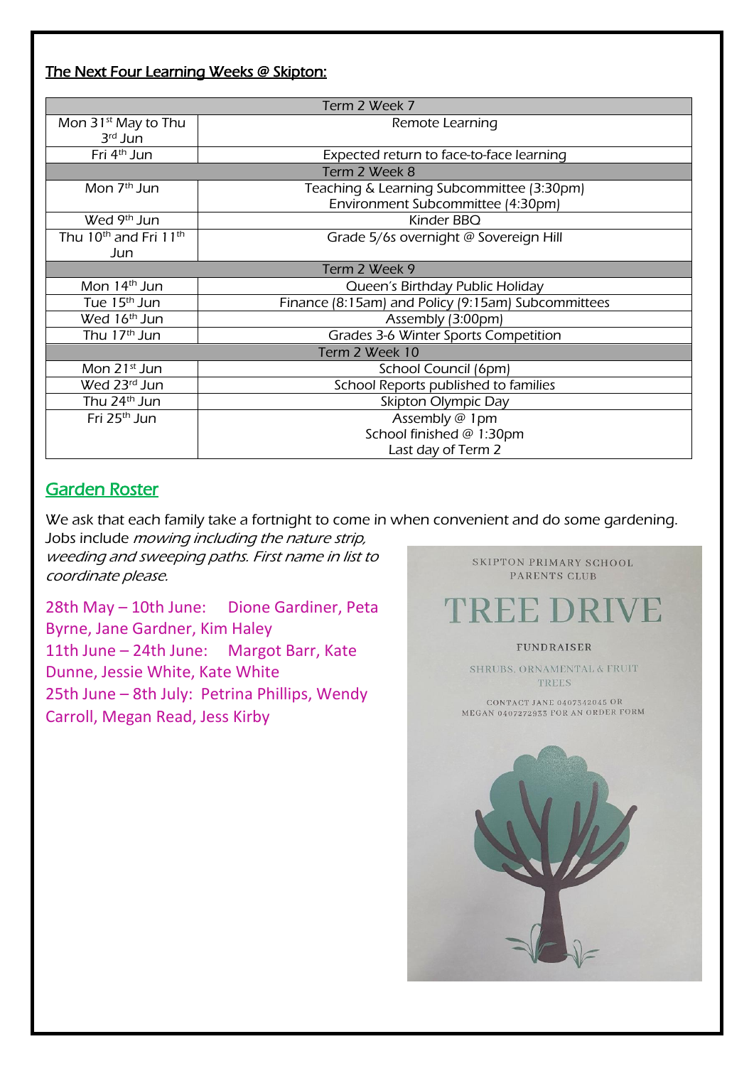## The Next Four Learning Weeks @ Skipton:

| | |
|---|---|
| Term 2 Week 7 | |
| Mon 31st May to Thu 3rd Jun | Remote Learning |
| Fri 4th Jun | Expected return to face-to-face learning |
| Term 2 Week 8 | |
| Mon 7th Jun | Teaching & Learning Subcommittee (3:30pm)<br>Environment Subcommittee (4:30pm) |
| Wed 9th Jun | Kinder BBQ |
| Thu 10th and Fri 11th Jun | Grade 5/6s overnight @ Sovereign Hill |
| Term 2 Week 9 | |
| Mon 14th Jun | Queen's Birthday Public Holiday |
| Tue 15th Jun | Finance (8:15am) and Policy (9:15am) Subcommittees |
| Wed 16th Jun | Assembly (3:00pm) |
| Thu 17th Jun | Grades 3-6 Winter Sports Competition |
| Term 2 Week 10 | |
| Mon 21st Jun | School Council (6pm) |
| Wed 23rd Jun | School Reports published to families |
| Thu 24th Jun | Skipton Olympic Day |
| Fri 25th Jun | Assembly @ 1pm<br>School finished @ 1:30pm<br>Last day of Term 2 |

## Garden Roster

We ask that each family take a fortnight to come in when convenient and do some gardening. Jobs include *mowing including the nature strip, weeding and sweeping paths. First name in list to coordinate please.*

28th May – 10th June: Dione Gardiner, Peta Byrne, Jane Gardner, Kim Haley

11th June – 24th June: Margot Barr, Kate Dunne, Jessie White, Kate White

25th June – 8th July: Petrina Phillips, Wendy Carroll, Megan Read, Jess Kirby

SKIPTON PRIMARY SCHOOL
PARENTS CLUB

# TREE DRIVE

FUNDRAISER

SHRUBS, ORNAMENTAL & FRUIT TREES

CONTACT JANE 0407342045 OR MEGAN 0407272933 FOR AN ORDER FORM